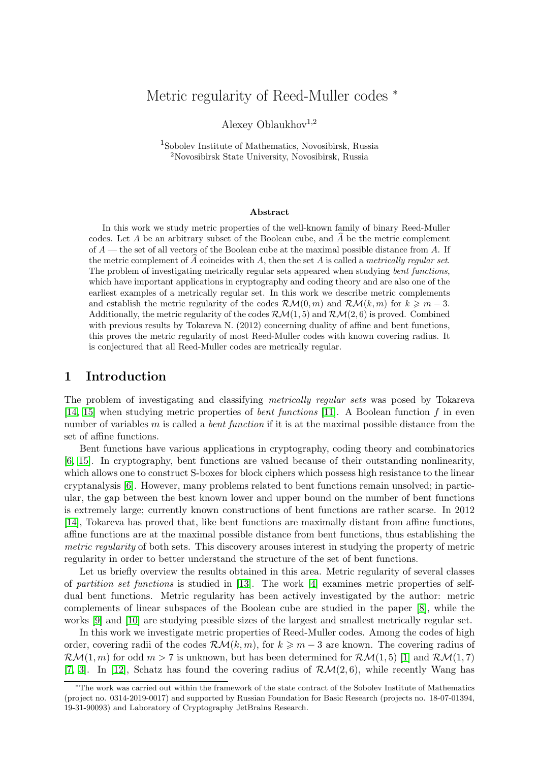# Metric regularity of Reed-Muller codes *

Alexey Oblaukhov[1,2]

[1]Sobolev Institute of Mathematics, Novosibirsk, Russia
[2]Novosibirsk State University, Novosibirsk, Russia

### Abstract

In this work we study metric properties of the well-known family of binary Reed-Muller codes. Let $A$ be an arbitrary subset of the Boolean cube, and $\widehat{A}$ be the metric complement of $A$ — the set of all vectors of the Boolean cube at the maximal possible distance from $A$. If the metric complement of $\widehat{A}$ coincides with $A$, then the set $A$ is called a *metrically regular set*. The problem of investigating metrically regular sets appeared when studying *bent functions*, which have important applications in cryptography and coding theory and are also one of the earliest examples of a metrically regular set. In this work we describe metric complements and establish the metric regularity of the codes $\mathcal{RM}(0, m)$ and $\mathcal{RM}(k, m)$ for $k \geqslant m - 3$. Additionally, the metric regularity of the codes $\mathcal{RM}(1, 5)$ and $\mathcal{RM}(2, 6)$ is proved. Combined with previous results by Tokareva N. (2012) concerning duality of affine and bent functions, this proves the metric regularity of most Reed-Muller codes with known covering radius. It is conjectured that all Reed-Muller codes are metrically regular.

## 1 Introduction

The problem of investigating and classifying *metrically regular sets* was posed by Tokareva [14, 15] when studying metric properties of *bent functions* [11]. A Boolean function $f$ in even number of variables $m$ is called a *bent function* if it is at the maximal possible distance from the set of affine functions.

Bent functions have various applications in cryptography, coding theory and combinatorics [6, 15]. In cryptography, bent functions are valued because of their outstanding nonlinearity, which allows one to construct S-boxes for block ciphers which possess high resistance to the linear cryptanalysis [6]. However, many problems related to bent functions remain unsolved; in particular, the gap between the best known lower and upper bound on the number of bent functions is extremely large; currently known constructions of bent functions are rather scarse. In 2012 [14], Tokareva has proved that, like bent functions are maximally distant from affine functions, affine functions are at the maximal possible distance from bent functions, thus establishing the *metric regularity* of both sets. This discovery arouses interest in studying the property of metric regularity in order to better understand the structure of the set of bent functions.

Let us briefly overview the results obtained in this area. Metric regularity of several classes of *partition set functions* is studied in [13]. The work [4] examines metric properties of self-dual bent functions. Metric regularity has been actively investigated by the author: metric complements of linear subspaces of the Boolean cube are studied in the paper [8], while the works [9] and [10] are studying possible sizes of the largest and smallest metrically regular set.

In this work we investigate metric properties of Reed-Muller codes. Among the codes of high order, covering radii of the codes $\mathcal{RM}(k, m)$, for $k \geqslant m - 3$ are known. The covering radius of $\mathcal{RM}(1, m)$ for odd $m > 7$ is unknown, but has been determined for $\mathcal{RM}(1, 5)$ [1] and $\mathcal{RM}(1, 7)$ [7, 3]. In [12], Schatz has found the covering radius of $\mathcal{RM}(2, 6)$, while recently Wang has

*The work was carried out within the framework of the state contract of the Sobolev Institute of Mathematics (project no. 0314-2019-0017) and supported by Russian Foundation for Basic Research (projects no. 18-07-01394, 19-31-90093) and Laboratory of Cryptography JetBrains Research.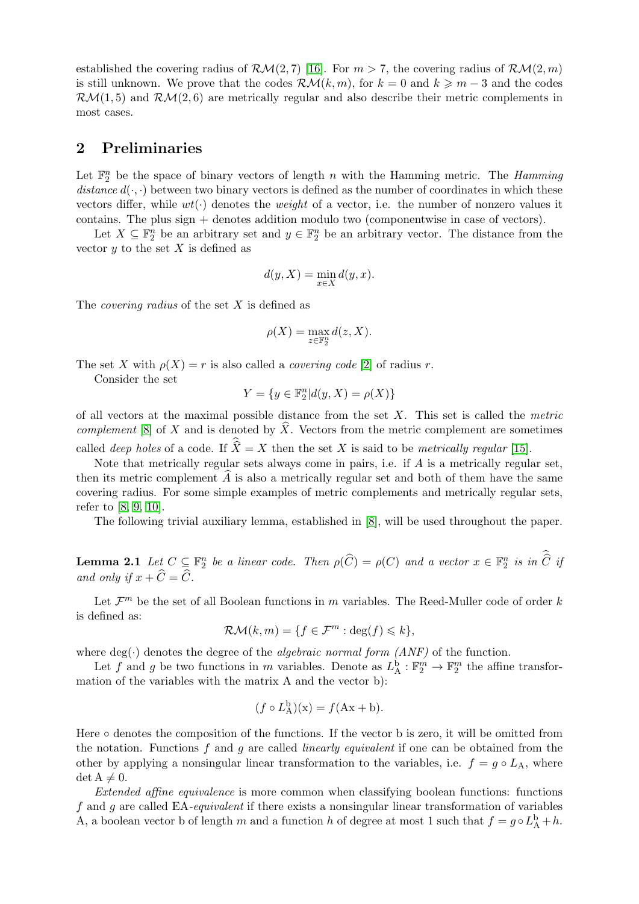established the covering radius of $\mathcal{RM}(2,7)$ [16]. For $m > 7$, the covering radius of $\mathcal{RM}(2,m)$ is still unknown. We prove that the codes $\mathcal{RM}(k,m)$, for $k = 0$ and $k \geqslant m-3$ and the codes $\mathcal{RM}(1,5)$ and $\mathcal{RM}(2,6)$ are metrically regular and also describe their metric complements in most cases.

## 2 Preliminaries

Let $\mathbb{F}_2^n$ be the space of binary vectors of length $n$ with the Hamming metric. The *Hamming distance* $d(\cdot,\cdot)$ between two binary vectors is defined as the number of coordinates in which these vectors differ, while $wt(\cdot)$ denotes the *weight* of a vector, i.e. the number of nonzero values it contains. The plus sign $+$ denotes addition modulo two (componentwise in case of vectors).

Let $X \subseteq \mathbb{F}_2^n$ be an arbitrary set and $y \in \mathbb{F}_2^n$ be an arbitrary vector. The distance from the vector $y$ to the set $X$ is defined as

$$d(y, X) = \min_{x \in X} d(y, x).$$

The *covering radius* of the set $X$ is defined as

$$\rho(X) = \max_{z \in \mathbb{F}_2^n} d(z, X).$$

The set $X$ with $\rho(X) = r$ is also called a *covering code* [2] of radius $r$.

Consider the set

$$Y = \{y \in \mathbb{F}_2^n | d(y, X) = \rho(X)\}$$

of all vectors at the maximal possible distance from the set $X$. This set is called the *metric complement* [8] of $X$ and is denoted by $\widehat{X}$. Vectors from the metric complement are sometimes called *deep holes* of a code. If $\widehat{\widehat{X}} = X$ then the set $X$ is said to be *metrically regular* [15].

Note that metrically regular sets always come in pairs, i.e. if $A$ is a metrically regular set, then its metric complement $\widehat{A}$ is also a metrically regular set and both of them have the same covering radius. For some simple examples of metric complements and metrically regular sets, refer to [8, 9, 10].

The following trivial auxiliary lemma, established in [8], will be used throughout the paper.

**Lemma 2.1** *Let $C \subseteq \mathbb{F}_2^n$ be a linear code. Then $\rho(\widehat{C}) = \rho(C)$ and a vector $x \in \mathbb{F}_2^n$ is in $\widehat{\widehat{C}}$ if and only if $x + \widehat{C} = \widehat{C}$.*

Let $\mathcal{F}^m$ be the set of all Boolean functions in $m$ variables. The Reed-Muller code of order $k$ is defined as:

$$\mathcal{RM}(k, m) = \{f \in \mathcal{F}^m : \deg(f) \leqslant k\},$$

where $\deg(\cdot)$ denotes the degree of the *algebraic normal form (ANF)* of the function.

Let $f$ and $g$ be two functions in $m$ variables. Denote as $L_{\mathrm{A}}^{\mathrm{b}} : \mathbb{F}_2^m \to \mathbb{F}_2^m$ the affine transformation of the variables with the matrix A and the vector b):

$$(f \circ L_{\mathrm{A}}^{\mathrm{b}})(\mathrm{x}) = f(\mathrm{Ax} + \mathrm{b}).$$

Here $\circ$ denotes the composition of the functions. If the vector b is zero, it will be omitted from the notation. Functions $f$ and $g$ are called *linearly equivalent* if one can be obtained from the other by applying a nonsingular linear transformation to the variables, i.e. $f = g \circ L_{\mathrm{A}}$, where $\det \mathrm{A} \neq 0$.

*Extended affine equivalence* is more common when classifying boolean functions: functions $f$ and $g$ are called EA-*equivalent* if there exists a nonsingular linear transformation of variables A, a boolean vector b of length $m$ and a function $h$ of degree at most 1 such that $f = g \circ L_{\mathrm{A}}^{\mathrm{b}} + h$.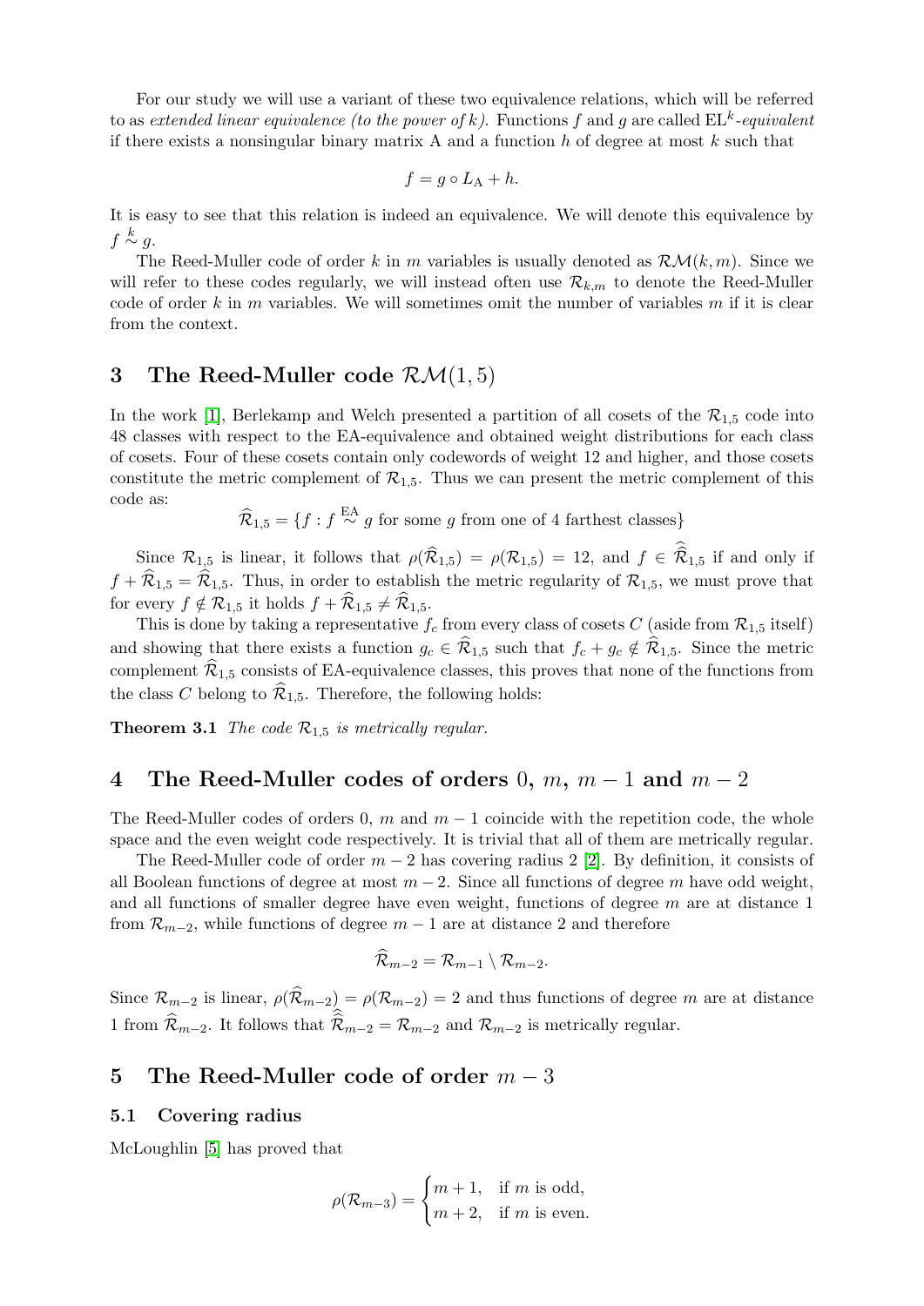For our study we will use a variant of these two equivalence relations, which will be referred to as *extended linear equivalence (to the power of k)*. Functions $f$ and $g$ are called $\mathrm{EL}^k$*-equivalent* if there exists a nonsingular binary matrix A and a function $h$ of degree at most $k$ such that

$$f = g \circ L_{\mathrm{A}} + h.$$

It is easy to see that this relation is indeed an equivalence. We will denote this equivalence by $f \overset{k}{\sim} g$.

The Reed-Muller code of order $k$ in $m$ variables is usually denoted as $\mathcal{RM}(k, m)$. Since we will refer to these codes regularly, we will instead often use $\mathcal{R}_{k,m}$ to denote the Reed-Muller code of order $k$ in $m$ variables. We will sometimes omit the number of variables $m$ if it is clear from the context.

# 3 The Reed-Muller code $\mathcal{RM}(1, 5)$

In the work [1], Berlekamp and Welch presented a partition of all cosets of the $\mathcal{R}_{1,5}$ code into 48 classes with respect to the EA-equivalence and obtained weight distributions for each class of cosets. Four of these cosets contain only codewords of weight 12 and higher, and those cosets constitute the metric complement of $\mathcal{R}_{1,5}$. Thus we can present the metric complement of this code as:

$$\widehat{\mathcal{R}}_{1,5} = \{f : f \overset{\mathrm{EA}}{\sim} g \text{ for some } g \text{ from one of 4 farthest classes}\}$$

Since $\mathcal{R}_{1,5}$ is linear, it follows that $\rho(\widehat{\mathcal{R}}_{1,5}) = \rho(\mathcal{R}_{1,5}) = 12$, and $f \in \widehat{\widehat{\mathcal{R}}}_{1,5}$ if and only if $f + \widehat{\mathcal{R}}_{1,5} = \widehat{\mathcal{R}}_{1,5}$. Thus, in order to establish the metric regularity of $\mathcal{R}_{1,5}$, we must prove that for every $f \notin \mathcal{R}_{1,5}$ it holds $f + \widehat{\mathcal{R}}_{1,5} \neq \widehat{\mathcal{R}}_{1,5}$.

This is done by taking a representative $f_c$ from every class of cosets $C$ (aside from $\mathcal{R}_{1,5}$ itself) and showing that there exists a function $g_c \in \widehat{\mathcal{R}}_{1,5}$ such that $f_c + g_c \notin \widehat{\mathcal{R}}_{1,5}$. Since the metric complement $\widehat{\mathcal{R}}_{1,5}$ consists of EA-equivalence classes, this proves that none of the functions from the class $C$ belong to $\widehat{\mathcal{R}}_{1,5}$. Therefore, the following holds:

**Theorem 3.1** *The code $\mathcal{R}_{1,5}$ is metrically regular.*

# 4 The Reed-Muller codes of orders 0, $m$, $m-1$ and $m-2$

The Reed-Muller codes of orders 0, $m$ and $m-1$ coincide with the repetition code, the whole space and the even weight code respectively. It is trivial that all of them are metrically regular.

The Reed-Muller code of order $m-2$ has covering radius 2 [2]. By definition, it consists of all Boolean functions of degree at most $m-2$. Since all functions of degree $m$ have odd weight, and all functions of smaller degree have even weight, functions of degree $m$ are at distance 1 from $\mathcal{R}_{m-2}$, while functions of degree $m-1$ are at distance 2 and therefore

$$\widehat{\mathcal{R}}_{m-2} = \mathcal{R}_{m-1} \setminus \mathcal{R}_{m-2}.$$

Since $\mathcal{R}_{m-2}$ is linear, $\rho(\widehat{\mathcal{R}}_{m-2}) = \rho(\mathcal{R}_{m-2}) = 2$ and thus functions of degree $m$ are at distance 1 from $\widehat{\mathcal{R}}_{m-2}$. It follows that $\widehat{\widehat{\mathcal{R}}}_{m-2} = \mathcal{R}_{m-2}$ and $\mathcal{R}_{m-2}$ is metrically regular.

# 5 The Reed-Muller code of order $m-3$

## 5.1 Covering radius

McLoughlin [5] has proved that

$$\rho(\mathcal{R}_{m-3}) = \begin{cases} m+1, & \text{if } m \text{ is odd,} \\ m+2, & \text{if } m \text{ is even.} \end{cases}$$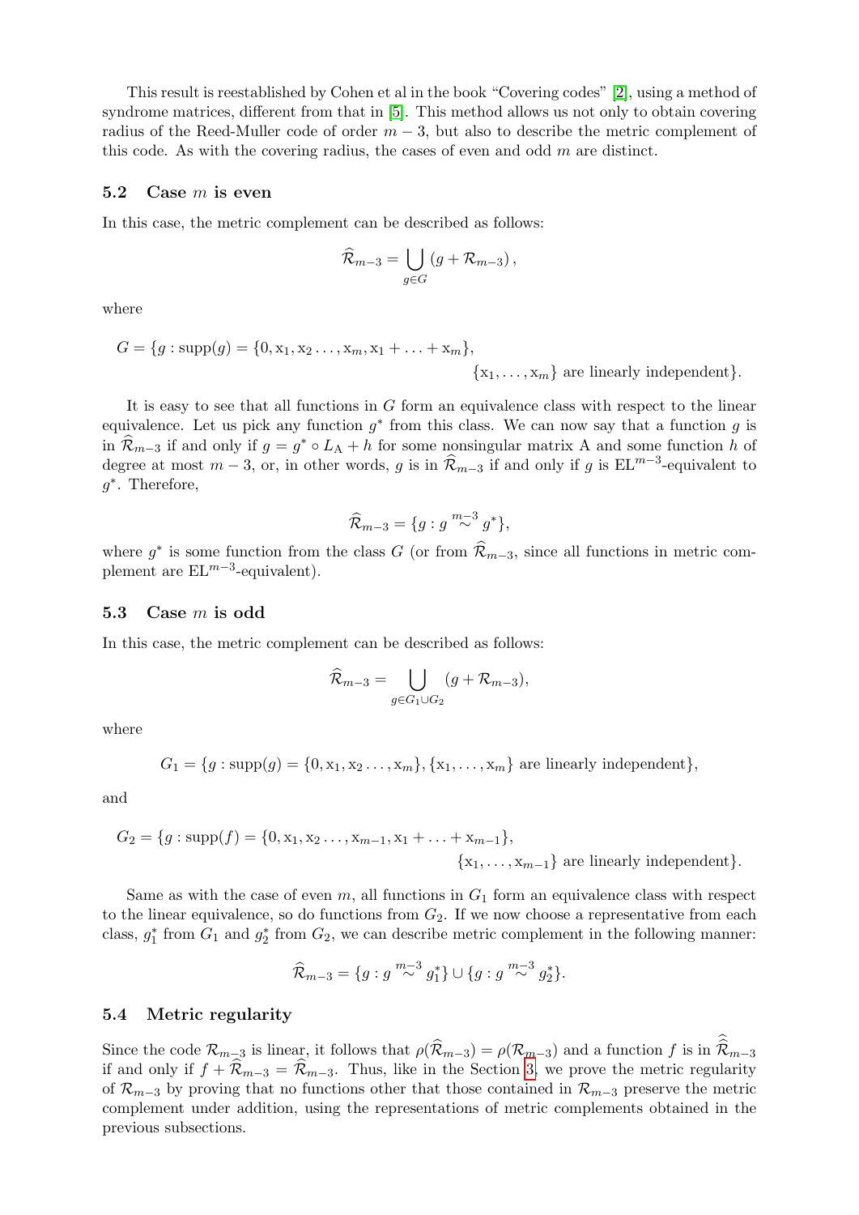This result is reestablished by Cohen et al in the book "Covering codes" [2], using a method of syndrome matrices, different from that in [5]. This method allows us not only to obtain covering radius of the Reed-Muller code of order $m-3$, but also to describe the metric complement of this code. As with the covering radius, the cases of even and odd $m$ are distinct.

### 5.2 Case $m$ is even

In this case, the metric complement can be described as follows:

$$\widehat{\mathcal{R}}_{m-3} = \bigcup_{g \in G} (g + \mathcal{R}_{m-3}),$$

where

$$G = \{g : \mathrm{supp}(g) = \{0, \mathrm{x}_1, \mathrm{x}_2 \ldots, \mathrm{x}_m, \mathrm{x}_1 + \ldots + \mathrm{x}_m\}, \{\mathrm{x}_1, \ldots, \mathrm{x}_m\} \text{ are linearly independent}\}.$$

It is easy to see that all functions in $G$ form an equivalence class with respect to the linear equivalence. Let us pick any function $g^*$ from this class. We can now say that a function $g$ is in $\widehat{\mathcal{R}}_{m-3}$ if and only if $g = g^* \circ L_{\mathrm{A}} + h$ for some nonsingular matrix A and some function $h$ of degree at most $m-3$, or, in other words, $g$ is in $\widehat{\mathcal{R}}_{m-3}$ if and only if $g$ is $\mathrm{EL}^{m-3}$-equivalent to $g^*$. Therefore,

$$\widehat{\mathcal{R}}_{m-3} = \{g : g \overset{m-3}{\sim} g^*\},$$

where $g^*$ is some function from the class $G$ (or from $\widehat{\mathcal{R}}_{m-3}$, since all functions in metric complement are $\mathrm{EL}^{m-3}$-equivalent).

### 5.3 Case $m$ is odd

In this case, the metric complement can be described as follows:

$$\widehat{\mathcal{R}}_{m-3} = \bigcup_{g \in G_1 \cup G_2} (g + \mathcal{R}_{m-3}),$$

where

$$G_1 = \{g : \mathrm{supp}(g) = \{0, \mathrm{x}_1, \mathrm{x}_2 \ldots, \mathrm{x}_m\}, \{\mathrm{x}_1, \ldots, \mathrm{x}_m\} \text{ are linearly independent}\},$$

and

$$G_2 = \{g : \mathrm{supp}(f) = \{0, \mathrm{x}_1, \mathrm{x}_2 \ldots, \mathrm{x}_{m-1}, \mathrm{x}_1 + \ldots + \mathrm{x}_{m-1}\}, \{\mathrm{x}_1, \ldots, \mathrm{x}_{m-1}\} \text{ are linearly independent}\}.$$

Same as with the case of even $m$, all functions in $G_1$ form an equivalence class with respect to the linear equivalence, so do functions from $G_2$. If we now choose a representative from each class, $g_1^*$ from $G_1$ and $g_2^*$ from $G_2$, we can describe metric complement in the following manner:

$$\widehat{\mathcal{R}}_{m-3} = \{g : g \overset{m-3}{\sim} g_1^*\} \cup \{g : g \overset{m-3}{\sim} g_2^*\}.$$

### 5.4 Metric regularity

Since the code $\mathcal{R}_{m-3}$ is linear, it follows that $\rho(\widehat{\mathcal{R}}_{m-3}) = \rho(\mathcal{R}_{m-3})$ and a function $f$ is in $\widehat{\widehat{\mathcal{R}}}_{m-3}$ if and only if $f + \widehat{\mathcal{R}}_{m-3} = \widehat{\mathcal{R}}_{m-3}$. Thus, like in the Section 3, we prove the metric regularity of $\mathcal{R}_{m-3}$ by proving that no functions other that those contained in $\mathcal{R}_{m-3}$ preserve the metric complement under addition, using the representations of metric complements obtained in the previous subsections.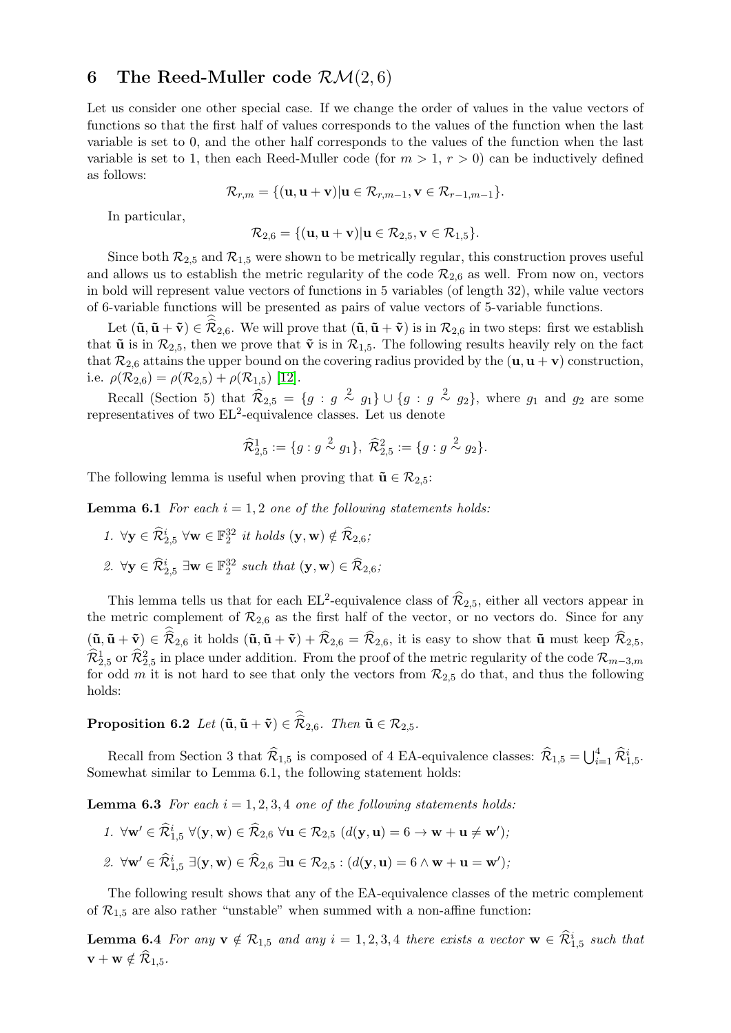## 6 The Reed-Muller code $\mathcal{RM}(2,6)$

Let us consider one other special case. If we change the order of values in the value vectors of functions so that the first half of values corresponds to the values of the function when the last variable is set to 0, and the other half corresponds to the values of the function when the last variable is set to 1, then each Reed-Muller code (for $m > 1$, $r > 0$) can be inductively defined as follows:

$$\mathcal{R}_{r,m} = \{(\mathbf{u}, \mathbf{u} + \mathbf{v}) | \mathbf{u} \in \mathcal{R}_{r,m-1}, \mathbf{v} \in \mathcal{R}_{r-1,m-1}\}.$$

In particular,

$$\mathcal{R}_{2,6} = \{(\mathbf{u}, \mathbf{u} + \mathbf{v}) | \mathbf{u} \in \mathcal{R}_{2,5}, \mathbf{v} \in \mathcal{R}_{1,5}\}.$$

Since both $\mathcal{R}_{2,5}$ and $\mathcal{R}_{1,5}$ were shown to be metrically regular, this construction proves useful and allows us to establish the metric regularity of the code $\mathcal{R}_{2,6}$ as well. From now on, vectors in bold will represent value vectors of functions in 5 variables (of length 32), while value vectors of 6-variable functions will be presented as pairs of value vectors of 5-variable functions.

Let $(\tilde{\mathbf{u}}, \tilde{\mathbf{u}} + \tilde{\mathbf{v}}) \in \widehat{\widehat{\mathcal{R}}}_{2,6}$. We will prove that $(\tilde{\mathbf{u}}, \tilde{\mathbf{u}} + \tilde{\mathbf{v}})$ is in $\mathcal{R}_{2,6}$ in two steps: first we establish that $\tilde{\mathbf{u}}$ is in $\mathcal{R}_{2,5}$, then we prove that $\tilde{\mathbf{v}}$ is in $\mathcal{R}_{1,5}$. The following results heavily rely on the fact that $\mathcal{R}_{2,6}$ attains the upper bound on the covering radius provided by the $(\mathbf{u}, \mathbf{u} + \mathbf{v})$ construction, i.e. $\rho(\mathcal{R}_{2,6}) = \rho(\mathcal{R}_{2,5}) + \rho(\mathcal{R}_{1,5})$ [12].

Recall (Section 5) that $\widehat{\mathcal{R}}_{2,5} = \{g : g \overset{2}{\sim} g_1\} \cup \{g : g \overset{2}{\sim} g_2\}$, where $g_1$ and $g_2$ are some representatives of two EL$^2$-equivalence classes. Let us denote

$$\widehat{\mathcal{R}}^1_{2,5} := \{g : g \overset{2}{\sim} g_1\},\ \widehat{\mathcal{R}}^2_{2,5} := \{g : g \overset{2}{\sim} g_2\}.$$

The following lemma is useful when proving that $\tilde{\mathbf{u}} \in \mathcal{R}_{2,5}$:

**Lemma 6.1** *For each $i = 1, 2$ one of the following statements holds:*

1. $\forall \mathbf{y} \in \widehat{\mathcal{R}}^i_{2,5}\ \forall \mathbf{w} \in \mathbb{F}_2^{32}$ *it holds* $(\mathbf{y}, \mathbf{w}) \notin \widehat{\mathcal{R}}_{2,6}$*;*
2. $\forall \mathbf{y} \in \widehat{\mathcal{R}}^i_{2,5}\ \exists \mathbf{w} \in \mathbb{F}_2^{32}$ *such that* $(\mathbf{y}, \mathbf{w}) \in \widehat{\mathcal{R}}_{2,6}$*;*

This lemma tells us that for each EL$^2$-equivalence class of $\widehat{\mathcal{R}}_{2,5}$, either all vectors appear in the metric complement of $\mathcal{R}_{2,6}$ as the first half of the vector, or no vectors do. Since for any $(\tilde{\mathbf{u}}, \tilde{\mathbf{u}} + \tilde{\mathbf{v}}) \in \widehat{\widehat{\mathcal{R}}}_{2,6}$ it holds $(\tilde{\mathbf{u}}, \tilde{\mathbf{u}} + \tilde{\mathbf{v}}) + \widehat{\mathcal{R}}_{2,6} = \widehat{\mathcal{R}}_{2,6}$, it is easy to show that $\tilde{\mathbf{u}}$ must keep $\widehat{\mathcal{R}}_{2,5}$, $\widehat{\mathcal{R}}^1_{2,5}$ or $\widehat{\mathcal{R}}^2_{2,5}$ in place under addition. From the proof of the metric regularity of the code $\mathcal{R}_{m-3,m}$ for odd $m$ it is not hard to see that only the vectors from $\mathcal{R}_{2,5}$ do that, and thus the following holds:

**Proposition 6.2** *Let $(\tilde{\mathbf{u}}, \tilde{\mathbf{u}} + \tilde{\mathbf{v}}) \in \widehat{\widehat{\mathcal{R}}}_{2,6}$. Then $\tilde{\mathbf{u}} \in \mathcal{R}_{2,5}$.*

Recall from Section 3 that $\widehat{\mathcal{R}}_{1,5}$ is composed of 4 EA-equivalence classes: $\widehat{\mathcal{R}}_{1,5} = \bigcup_{i=1}^{4} \widehat{\mathcal{R}}^i_{1,5}$. Somewhat similar to Lemma 6.1, the following statement holds:

**Lemma 6.3** *For each $i = 1, 2, 3, 4$ one of the following statements holds:*

1. $\forall \mathbf{w}' \in \widehat{\mathcal{R}}^i_{1,5}\ \forall (\mathbf{y}, \mathbf{w}) \in \widehat{\mathcal{R}}_{2,6}\ \forall \mathbf{u} \in \mathcal{R}_{2,5}\ (d(\mathbf{y}, \mathbf{u}) = 6 \to \mathbf{w} + \mathbf{u} \neq \mathbf{w}')$*;*
2. $\forall \mathbf{w}' \in \widehat{\mathcal{R}}^i_{1,5}\ \exists (\mathbf{y}, \mathbf{w}) \in \widehat{\mathcal{R}}_{2,6}\ \exists \mathbf{u} \in \mathcal{R}_{2,5} : (d(\mathbf{y}, \mathbf{u}) = 6 \wedge \mathbf{w} + \mathbf{u} = \mathbf{w}')$*;*

The following result shows that any of the EA-equivalence classes of the metric complement of $\mathcal{R}_{1,5}$ are also rather "unstable" when summed with a non-affine function:

**Lemma 6.4** *For any $\mathbf{v} \notin \mathcal{R}_{1,5}$ and any $i = 1, 2, 3, 4$ there exists a vector $\mathbf{w} \in \widehat{\mathcal{R}}^i_{1,5}$ such that $\mathbf{v} + \mathbf{w} \notin \widehat{\mathcal{R}}_{1,5}$.*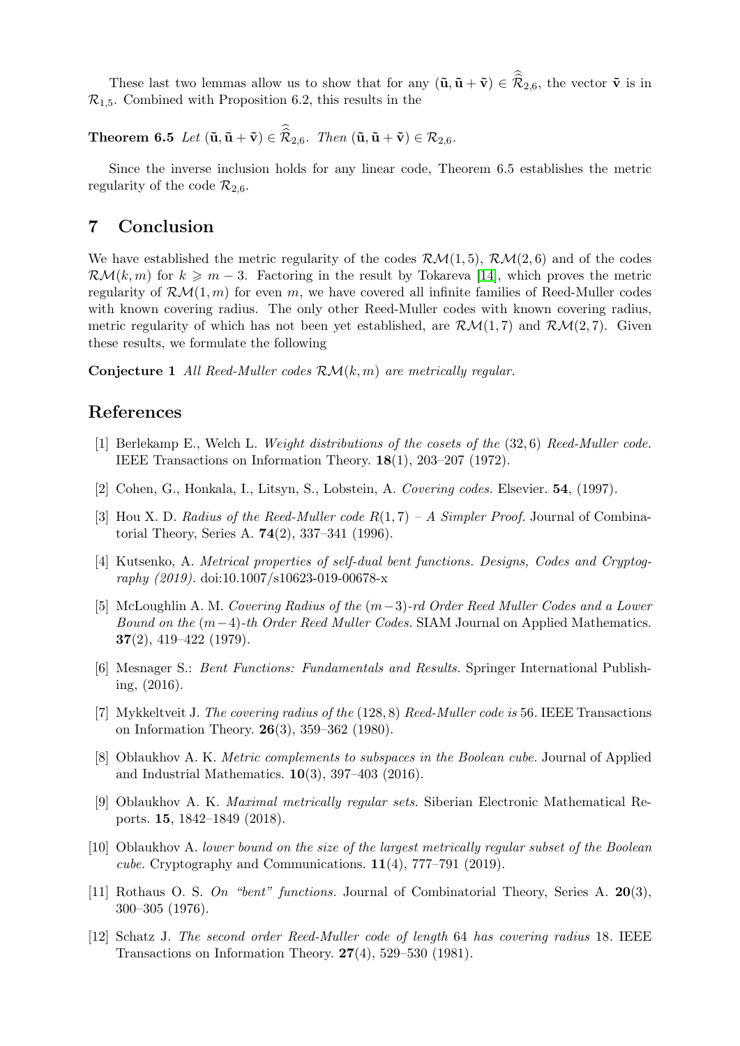These last two lemmas allow us to show that for any $(\tilde{\mathbf{u}}, \tilde{\mathbf{u}} + \tilde{\mathbf{v}}) \in \hat{\hat{\mathcal{R}}}_{2,6}$, the vector $\tilde{\mathbf{v}}$ is in $\mathcal{R}_{1,5}$. Combined with Proposition 6.2, this results in the

**Theorem 6.5** *Let* $(\tilde{\mathbf{u}}, \tilde{\mathbf{u}} + \tilde{\mathbf{v}}) \in \hat{\hat{\mathcal{R}}}_{2,6}$. *Then* $(\tilde{\mathbf{u}}, \tilde{\mathbf{u}} + \tilde{\mathbf{v}}) \in \mathcal{R}_{2,6}$.

Since the inverse inclusion holds for any linear code, Theorem 6.5 establishes the metric regularity of the code $\mathcal{R}_{2,6}$.

## 7 Conclusion

We have established the metric regularity of the codes $\mathcal{RM}(1,5)$, $\mathcal{RM}(2,6)$ and of the codes $\mathcal{RM}(k,m)$ for $k \geqslant m-3$. Factoring in the result by Tokareva [14], which proves the metric regularity of $\mathcal{RM}(1,m)$ for even $m$, we have covered all infinite families of Reed-Muller codes with known covering radius. The only other Reed-Muller codes with known covering radius, metric regularity of which has not been yet established, are $\mathcal{RM}(1,7)$ and $\mathcal{RM}(2,7)$. Given these results, we formulate the following

**Conjecture 1** *All Reed-Muller codes* $\mathcal{RM}(k,m)$ *are metrically regular.*

## References

[1] Berlekamp E., Welch L. *Weight distributions of the cosets of the* $(32,6)$ *Reed-Muller code.* IEEE Transactions on Information Theory. **18**(1), 203–207 (1972).

[2] Cohen, G., Honkala, I., Litsyn, S., Lobstein, A. *Covering codes.* Elsevier. **54**, (1997).

[3] Hou X. D. *Radius of the Reed-Muller code* $R(1,7)$ *– A Simpler Proof.* Journal of Combinatorial Theory, Series A. **74**(2), 337–341 (1996).

[4] Kutsenko, A. *Metrical properties of self-dual bent functions. Designs, Codes and Cryptography (2019).* doi:10.1007/s10623-019-00678-x

[5] McLoughlin A. M. *Covering Radius of the* $(m-3)$*-rd Order Reed Muller Codes and a Lower Bound on the* $(m-4)$*-th Order Reed Muller Codes.* SIAM Journal on Applied Mathematics. **37**(2), 419–422 (1979).

[6] Mesnager S.: *Bent Functions: Fundamentals and Results.* Springer International Publishing, (2016).

[7] Mykkeltveit J. *The covering radius of the* $(128,8)$ *Reed-Muller code is* 56. IEEE Transactions on Information Theory. **26**(3), 359–362 (1980).

[8] Oblaukhov A. K. *Metric complements to subspaces in the Boolean cube.* Journal of Applied and Industrial Mathematics. **10**(3), 397–403 (2016).

[9] Oblaukhov A. K. *Maximal metrically regular sets.* Siberian Electronic Mathematical Reports. **15**, 1842–1849 (2018).

[10] Oblaukhov A. *lower bound on the size of the largest metrically regular subset of the Boolean cube.* Cryptography and Communications. **11**(4), 777–791 (2019).

[11] Rothaus O. S. *On "bent" functions.* Journal of Combinatorial Theory, Series A. **20**(3), 300–305 (1976).

[12] Schatz J. *The second order Reed-Muller code of length* 64 *has covering radius* 18. IEEE Transactions on Information Theory. **27**(4), 529–530 (1981).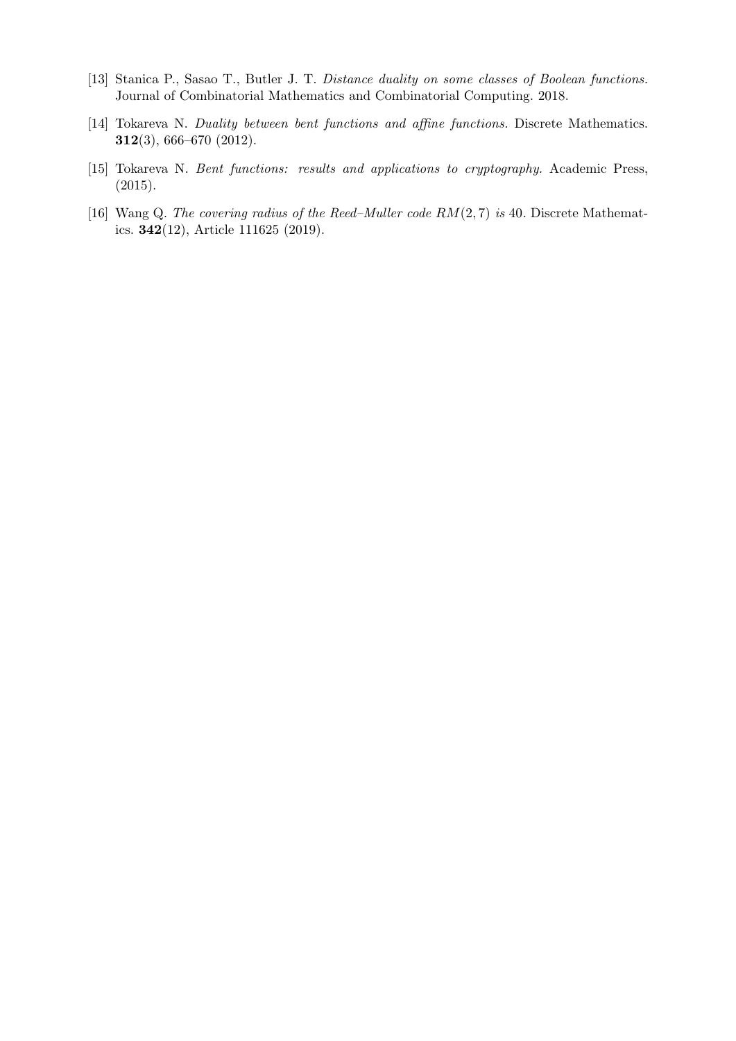[13] Stanica P., Sasao T., Butler J. T. *Distance duality on some classes of Boolean functions.* Journal of Combinatorial Mathematics and Combinatorial Computing. 2018.

[14] Tokareva N. *Duality between bent functions and affine functions*. Discrete Mathematics. **312**(3), 666–670 (2012).

[15] Tokareva N. *Bent functions: results and applications to cryptography.* Academic Press, (2015).

[16] Wang Q. *The covering radius of the Reed–Muller code $RM(2, 7)$ is* 40. Discrete Mathematics. **342**(12), Article 111625 (2019).